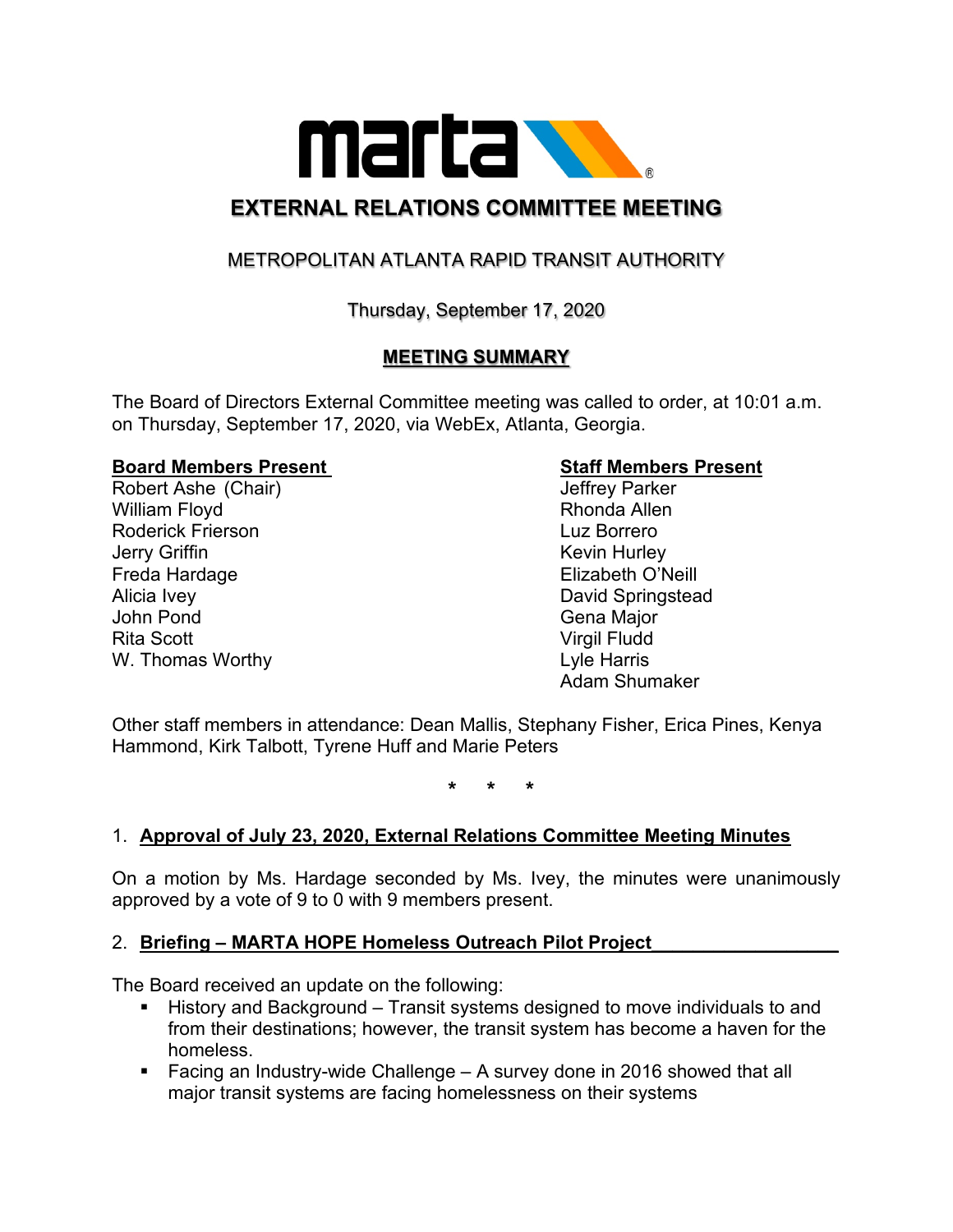# EXTERNAL RELATIONS COMMITTEE MEETING

## METROPOLITAN ATLANTA RAPID TRANSIT AUTHORITY

Thursday, September 17, 2020

## MEETING SUMMARY

The Board of Directors External Committee meeting was called to order, at 10:01 a.m. on Thursday, September 17, 2020, via WebEx, Atlanta, Georgia.

**Board Members Present**

Robert Ashe (Chair)
William Floyd
Roderick Frierson
Jerry Griffin
Freda Hardage
Alicia Ivey
John Pond
Rita Scott
W. Thomas Worthy

**Staff Members Present**

Jeffrey Parker
Rhonda Allen
Luz Borrero
Kevin Hurley
Elizabeth O'Neill
David Springstead
Gena Major
Virgil Fludd
Lyle Harris
Adam Shumaker

Other staff members in attendance: Dean Mallis, Stephany Fisher, Erica Pines, Kenya Hammond, Kirk Talbott, Tyrene Huff and Marie Peters

\* \* \*

1. **Approval of July 23, 2020, External Relations Committee Meeting Minutes**

On a motion by Ms. Hardage seconded by Ms. Ivey, the minutes were unanimously approved by a vote of 9 to 0 with 9 members present.

2. **Briefing – MARTA HOPE Homeless Outreach Pilot Project**

The Board received an update on the following:

- History and Background – Transit systems designed to move individuals to and from their destinations; however, the transit system has become a haven for the homeless.
- Facing an Industry-wide Challenge – A survey done in 2016 showed that all major transit systems are facing homelessness on their systems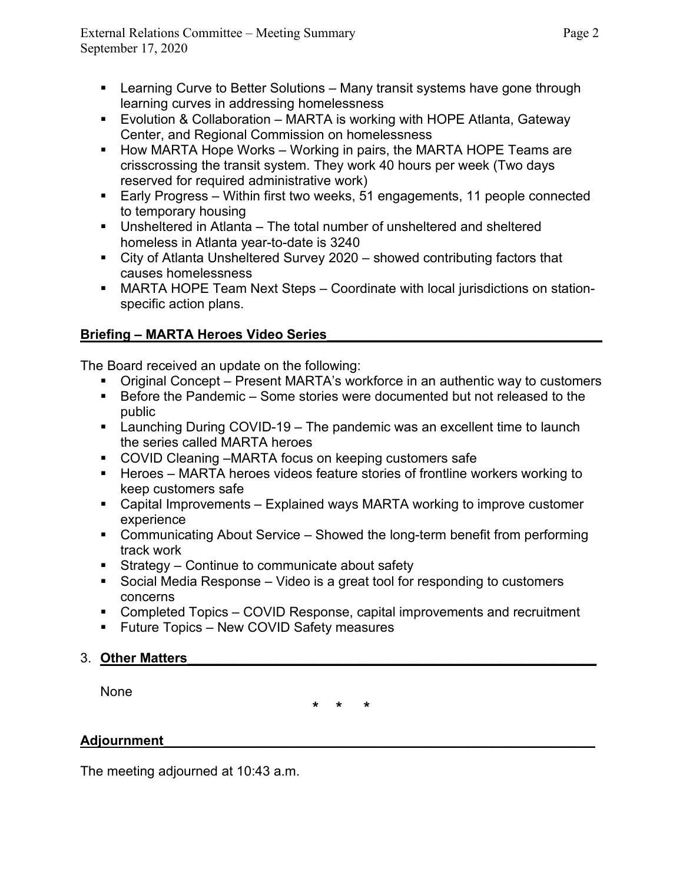- Learning Curve to Better Solutions – Many transit systems have gone through learning curves in addressing homelessness
- Evolution & Collaboration – MARTA is working with HOPE Atlanta, Gateway Center, and Regional Commission on homelessness
- How MARTA Hope Works – Working in pairs, the MARTA HOPE Teams are crisscrossing the transit system. They work 40 hours per week (Two days reserved for required administrative work)
- Early Progress – Within first two weeks, 51 engagements, 11 people connected to temporary housing
- Unsheltered in Atlanta – The total number of unsheltered and sheltered homeless in Atlanta year-to-date is 3240
- City of Atlanta Unsheltered Survey 2020 – showed contributing factors that causes homelessness
- MARTA HOPE Team Next Steps – Coordinate with local jurisdictions on station-specific action plans.

**Briefing – MARTA Heroes Video Series**

The Board received an update on the following:

- Original Concept – Present MARTA's workforce in an authentic way to customers
- Before the Pandemic – Some stories were documented but not released to the public
- Launching During COVID-19 – The pandemic was an excellent time to launch the series called MARTA heroes
- COVID Cleaning –MARTA focus on keeping customers safe
- Heroes – MARTA heroes videos feature stories of frontline workers working to keep customers safe
- Capital Improvements – Explained ways MARTA working to improve customer experience
- Communicating About Service – Showed the long-term benefit from performing track work
- Strategy – Continue to communicate about safety
- Social Media Response – Video is a great tool for responding to customers concerns
- Completed Topics – COVID Response, capital improvements and recruitment
- Future Topics – New COVID Safety measures

3. **Other Matters**

None

\* \* \*

**Adjournment**

The meeting adjourned at 10:43 a.m.